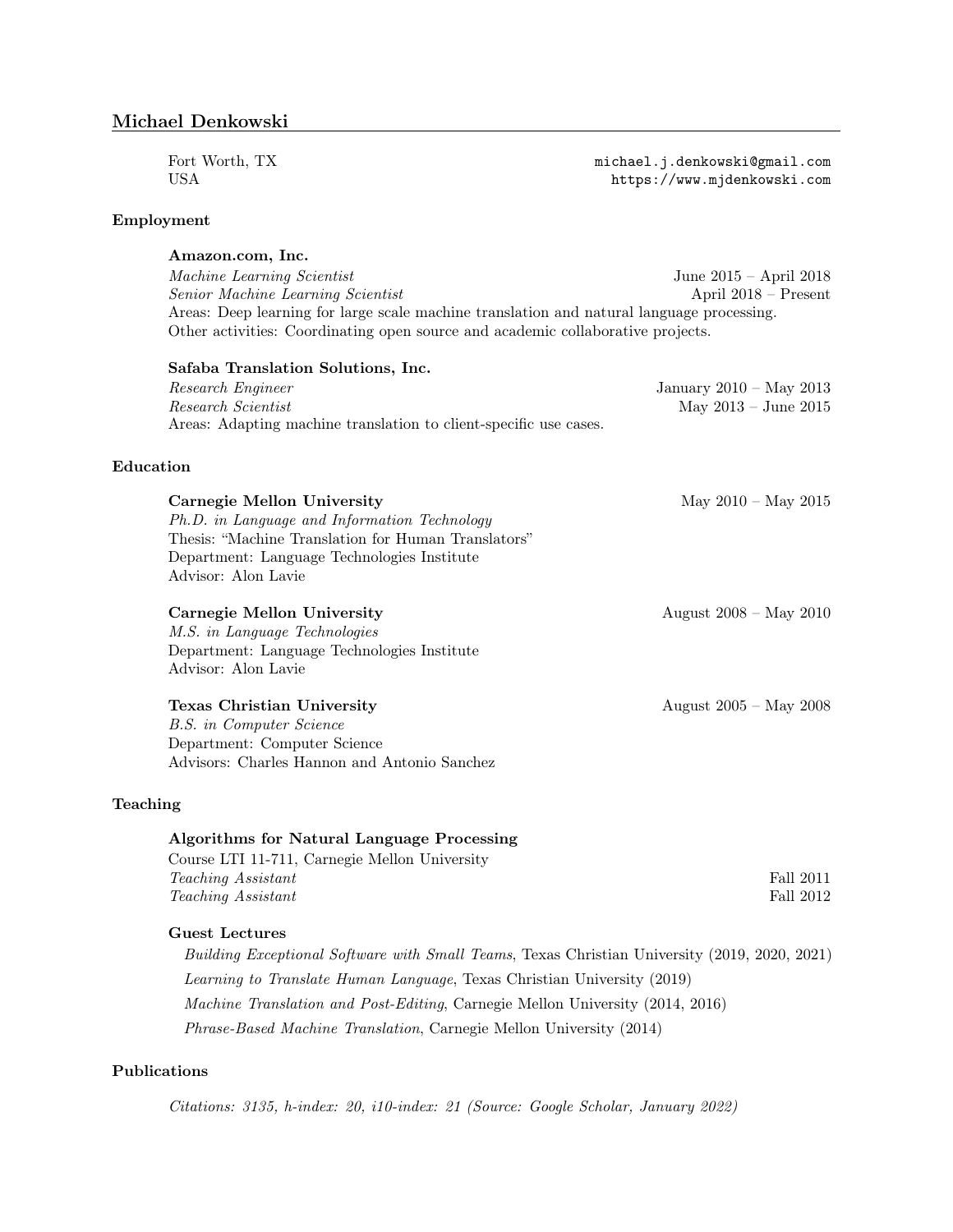# Michael Denkowski

Fort Worth, TX
USA

michael.j.denkowski@gmail.com
https://www.mjdenkowski.com

## Employment

**Amazon.com, Inc.**
*Machine Learning Scientist* — June 2015 – April 2018
*Senior Machine Learning Scientist* — April 2018 – Present
Areas: Deep learning for large scale machine translation and natural language processing.
Other activities: Coordinating open source and academic collaborative projects.

**Safaba Translation Solutions, Inc.**
*Research Engineer* — January 2010 – May 2013
*Research Scientist* — May 2013 – June 2015
Areas: Adapting machine translation to client-specific use cases.

## Education

**Carnegie Mellon University** — May 2010 – May 2015
*Ph.D. in Language and Information Technology*
Thesis: "Machine Translation for Human Translators"
Department: Language Technologies Institute
Advisor: Alon Lavie

**Carnegie Mellon University** — August 2008 – May 2010
*M.S. in Language Technologies*
Department: Language Technologies Institute
Advisor: Alon Lavie

**Texas Christian University** — August 2005 – May 2008
*B.S. in Computer Science*
Department: Computer Science
Advisors: Charles Hannon and Antonio Sanchez

## Teaching

**Algorithms for Natural Language Processing**
Course LTI 11-711, Carnegie Mellon University
*Teaching Assistant* — Fall 2011
*Teaching Assistant* — Fall 2012

**Guest Lectures**

*Building Exceptional Software with Small Teams*, Texas Christian University (2019, 2020, 2021)

*Learning to Translate Human Language*, Texas Christian University (2019)

*Machine Translation and Post-Editing*, Carnegie Mellon University (2014, 2016)

*Phrase-Based Machine Translation*, Carnegie Mellon University (2014)

## Publications

*Citations: 3135, h-index: 20, i10-index: 21 (Source: Google Scholar, January 2022)*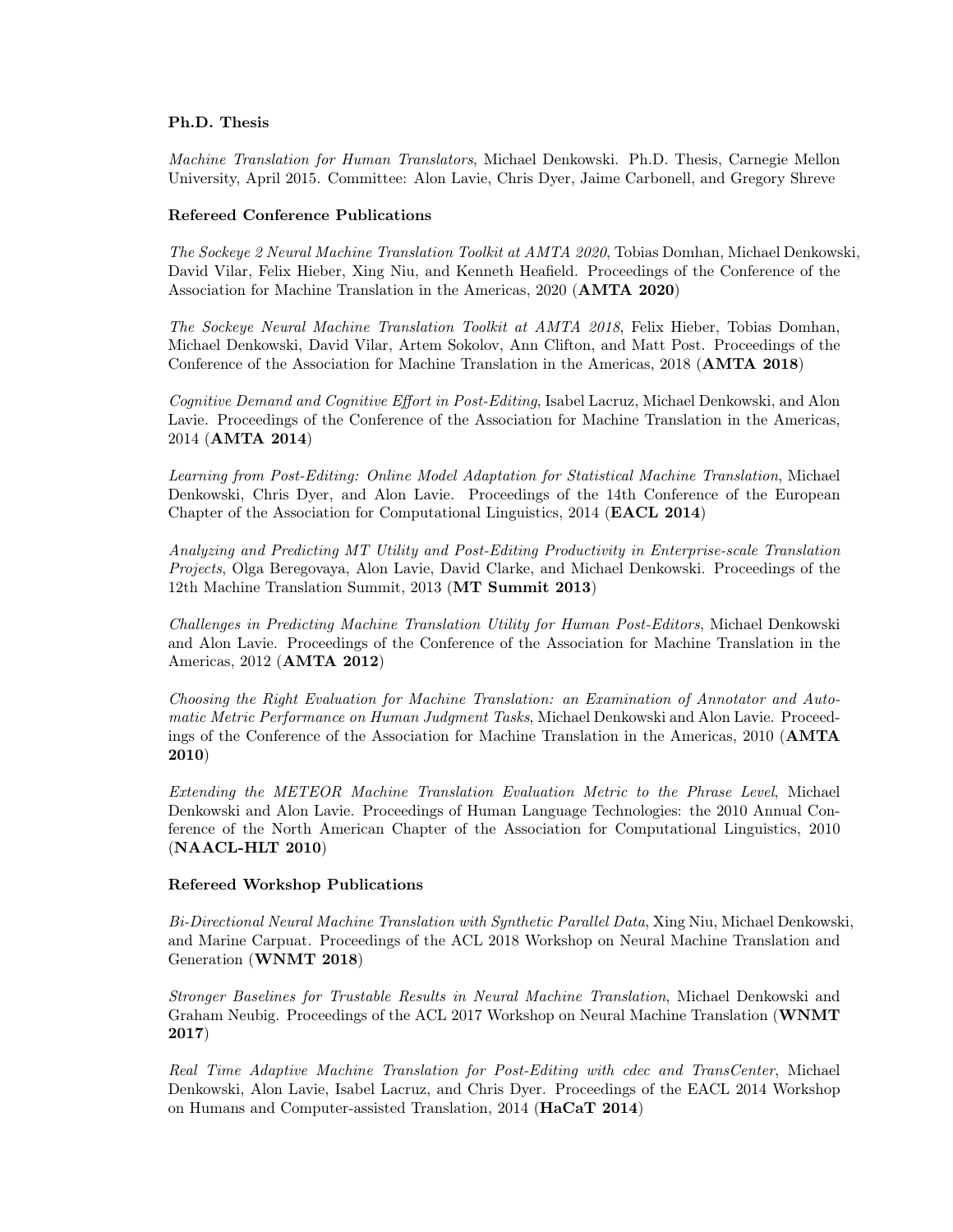### Ph.D. Thesis

*Machine Translation for Human Translators*, Michael Denkowski. Ph.D. Thesis, Carnegie Mellon University, April 2015. Committee: Alon Lavie, Chris Dyer, Jaime Carbonell, and Gregory Shreve

### Refereed Conference Publications

*The Sockeye 2 Neural Machine Translation Toolkit at AMTA 2020*, Tobias Domhan, Michael Denkowski, David Vilar, Felix Hieber, Xing Niu, and Kenneth Heafield. Proceedings of the Conference of the Association for Machine Translation in the Americas, 2020 (**AMTA 2020**)

*The Sockeye Neural Machine Translation Toolkit at AMTA 2018*, Felix Hieber, Tobias Domhan, Michael Denkowski, David Vilar, Artem Sokolov, Ann Clifton, and Matt Post. Proceedings of the Conference of the Association for Machine Translation in the Americas, 2018 (**AMTA 2018**)

*Cognitive Demand and Cognitive Effort in Post-Editing*, Isabel Lacruz, Michael Denkowski, and Alon Lavie. Proceedings of the Conference of the Association for Machine Translation in the Americas, 2014 (**AMTA 2014**)

*Learning from Post-Editing: Online Model Adaptation for Statistical Machine Translation*, Michael Denkowski, Chris Dyer, and Alon Lavie. Proceedings of the 14th Conference of the European Chapter of the Association for Computational Linguistics, 2014 (**EACL 2014**)

*Analyzing and Predicting MT Utility and Post-Editing Productivity in Enterprise-scale Translation Projects*, Olga Beregovaya, Alon Lavie, David Clarke, and Michael Denkowski. Proceedings of the 12th Machine Translation Summit, 2013 (**MT Summit 2013**)

*Challenges in Predicting Machine Translation Utility for Human Post-Editors*, Michael Denkowski and Alon Lavie. Proceedings of the Conference of the Association for Machine Translation in the Americas, 2012 (**AMTA 2012**)

*Choosing the Right Evaluation for Machine Translation: an Examination of Annotator and Automatic Metric Performance on Human Judgment Tasks*, Michael Denkowski and Alon Lavie. Proceedings of the Conference of the Association for Machine Translation in the Americas, 2010 (**AMTA 2010**)

*Extending the METEOR Machine Translation Evaluation Metric to the Phrase Level*, Michael Denkowski and Alon Lavie. Proceedings of Human Language Technologies: the 2010 Annual Conference of the North American Chapter of the Association for Computational Linguistics, 2010 (**NAACL-HLT 2010**)

### Refereed Workshop Publications

*Bi-Directional Neural Machine Translation with Synthetic Parallel Data*, Xing Niu, Michael Denkowski, and Marine Carpuat. Proceedings of the ACL 2018 Workshop on Neural Machine Translation and Generation (**WNMT 2018**)

*Stronger Baselines for Trustable Results in Neural Machine Translation*, Michael Denkowski and Graham Neubig. Proceedings of the ACL 2017 Workshop on Neural Machine Translation (**WNMT 2017**)

*Real Time Adaptive Machine Translation for Post-Editing with cdec and TransCenter*, Michael Denkowski, Alon Lavie, Isabel Lacruz, and Chris Dyer. Proceedings of the EACL 2014 Workshop on Humans and Computer-assisted Translation, 2014 (**HaCaT 2014**)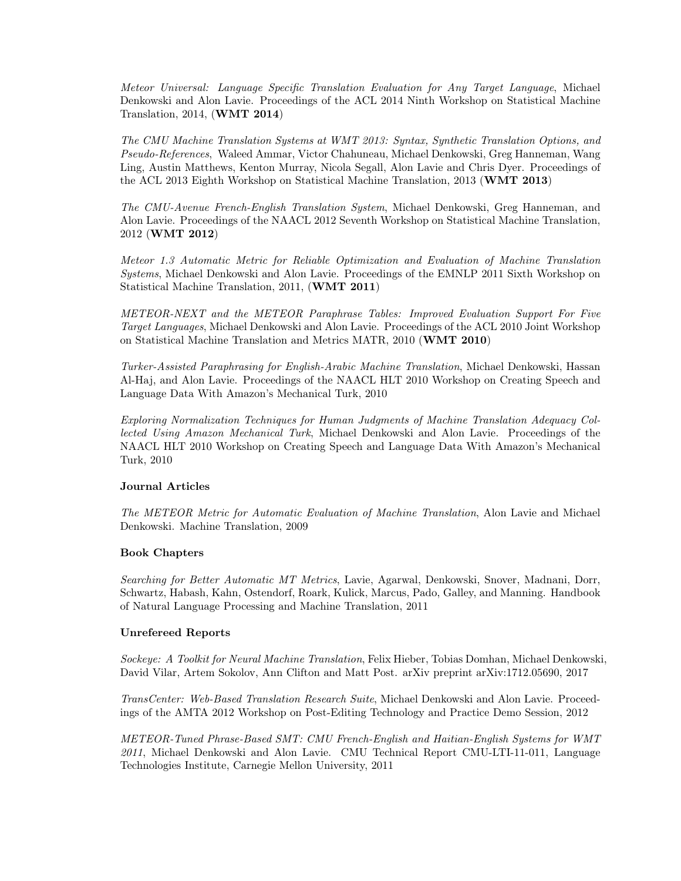*Meteor Universal: Language Specific Translation Evaluation for Any Target Language*, Michael Denkowski and Alon Lavie. Proceedings of the ACL 2014 Ninth Workshop on Statistical Machine Translation, 2014, (**WMT 2014**)

*The CMU Machine Translation Systems at WMT 2013: Syntax, Synthetic Translation Options, and Pseudo-References*, Waleed Ammar, Victor Chahuneau, Michael Denkowski, Greg Hanneman, Wang Ling, Austin Matthews, Kenton Murray, Nicola Segall, Alon Lavie and Chris Dyer. Proceedings of the ACL 2013 Eighth Workshop on Statistical Machine Translation, 2013 (**WMT 2013**)

*The CMU-Avenue French-English Translation System*, Michael Denkowski, Greg Hanneman, and Alon Lavie. Proceedings of the NAACL 2012 Seventh Workshop on Statistical Machine Translation, 2012 (**WMT 2012**)

*Meteor 1.3 Automatic Metric for Reliable Optimization and Evaluation of Machine Translation Systems*, Michael Denkowski and Alon Lavie. Proceedings of the EMNLP 2011 Sixth Workshop on Statistical Machine Translation, 2011, (**WMT 2011**)

*METEOR-NEXT and the METEOR Paraphrase Tables: Improved Evaluation Support For Five Target Languages*, Michael Denkowski and Alon Lavie. Proceedings of the ACL 2010 Joint Workshop on Statistical Machine Translation and Metrics MATR, 2010 (**WMT 2010**)

*Turker-Assisted Paraphrasing for English-Arabic Machine Translation*, Michael Denkowski, Hassan Al-Haj, and Alon Lavie. Proceedings of the NAACL HLT 2010 Workshop on Creating Speech and Language Data With Amazon's Mechanical Turk, 2010

*Exploring Normalization Techniques for Human Judgments of Machine Translation Adequacy Collected Using Amazon Mechanical Turk*, Michael Denkowski and Alon Lavie. Proceedings of the NAACL HLT 2010 Workshop on Creating Speech and Language Data With Amazon's Mechanical Turk, 2010

**Journal Articles**

*The METEOR Metric for Automatic Evaluation of Machine Translation*, Alon Lavie and Michael Denkowski. Machine Translation, 2009

**Book Chapters**

*Searching for Better Automatic MT Metrics*, Lavie, Agarwal, Denkowski, Snover, Madnani, Dorr, Schwartz, Habash, Kahn, Ostendorf, Roark, Kulick, Marcus, Pado, Galley, and Manning. Handbook of Natural Language Processing and Machine Translation, 2011

**Unrefereed Reports**

*Sockeye: A Toolkit for Neural Machine Translation*, Felix Hieber, Tobias Domhan, Michael Denkowski, David Vilar, Artem Sokolov, Ann Clifton and Matt Post. arXiv preprint arXiv:1712.05690, 2017

*TransCenter: Web-Based Translation Research Suite*, Michael Denkowski and Alon Lavie. Proceedings of the AMTA 2012 Workshop on Post-Editing Technology and Practice Demo Session, 2012

*METEOR-Tuned Phrase-Based SMT: CMU French-English and Haitian-English Systems for WMT 2011*, Michael Denkowski and Alon Lavie. CMU Technical Report CMU-LTI-11-011, Language Technologies Institute, Carnegie Mellon University, 2011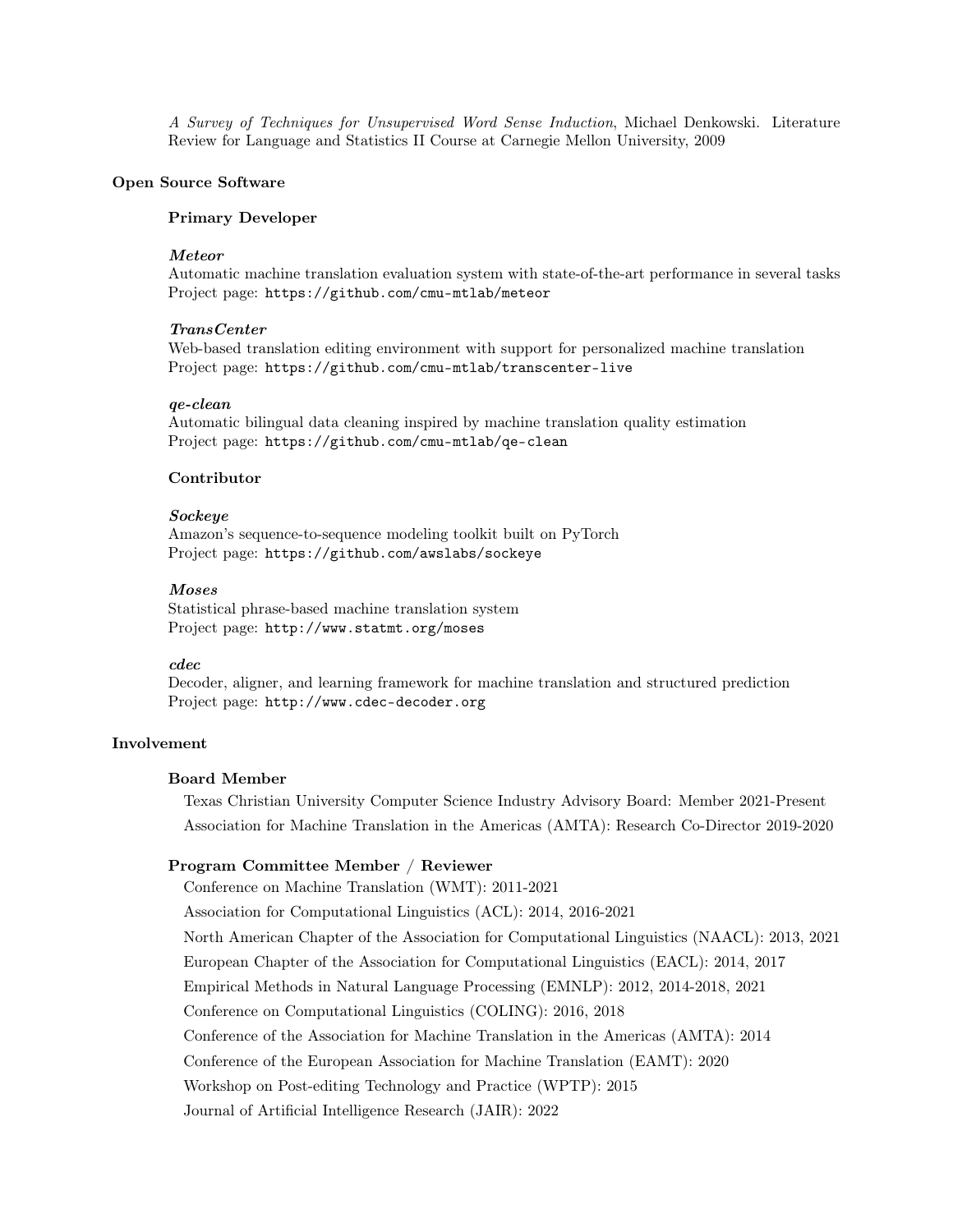*A Survey of Techniques for Unsupervised Word Sense Induction*, Michael Denkowski. Literature Review for Language and Statistics II Course at Carnegie Mellon University, 2009

## Open Source Software

### Primary Developer

***Meteor***
Automatic machine translation evaluation system with state-of-the-art performance in several tasks
Project page: `https://github.com/cmu-mtlab/meteor`

***TransCenter***
Web-based translation editing environment with support for personalized machine translation
Project page: `https://github.com/cmu-mtlab/transcenter-live`

***qe-clean***
Automatic bilingual data cleaning inspired by machine translation quality estimation
Project page: `https://github.com/cmu-mtlab/qe-clean`

### Contributor

***Sockeye***
Amazon's sequence-to-sequence modeling toolkit built on PyTorch
Project page: `https://github.com/awslabs/sockeye`

***Moses***
Statistical phrase-based machine translation system
Project page: `http://www.statmt.org/moses`

***cdec***
Decoder, aligner, and learning framework for machine translation and structured prediction
Project page: `http://www.cdec-decoder.org`

## Involvement

### Board Member

Texas Christian University Computer Science Industry Advisory Board: Member 2021-Present

Association for Machine Translation in the Americas (AMTA): Research Co-Director 2019-2020

### Program Committee Member / Reviewer

Conference on Machine Translation (WMT): 2011-2021

Association for Computational Linguistics (ACL): 2014, 2016-2021

North American Chapter of the Association for Computational Linguistics (NAACL): 2013, 2021

European Chapter of the Association for Computational Linguistics (EACL): 2014, 2017

Empirical Methods in Natural Language Processing (EMNLP): 2012, 2014-2018, 2021

Conference on Computational Linguistics (COLING): 2016, 2018

Conference of the Association for Machine Translation in the Americas (AMTA): 2014

Conference of the European Association for Machine Translation (EAMT): 2020

Workshop on Post-editing Technology and Practice (WPTP): 2015

Journal of Artificial Intelligence Research (JAIR): 2022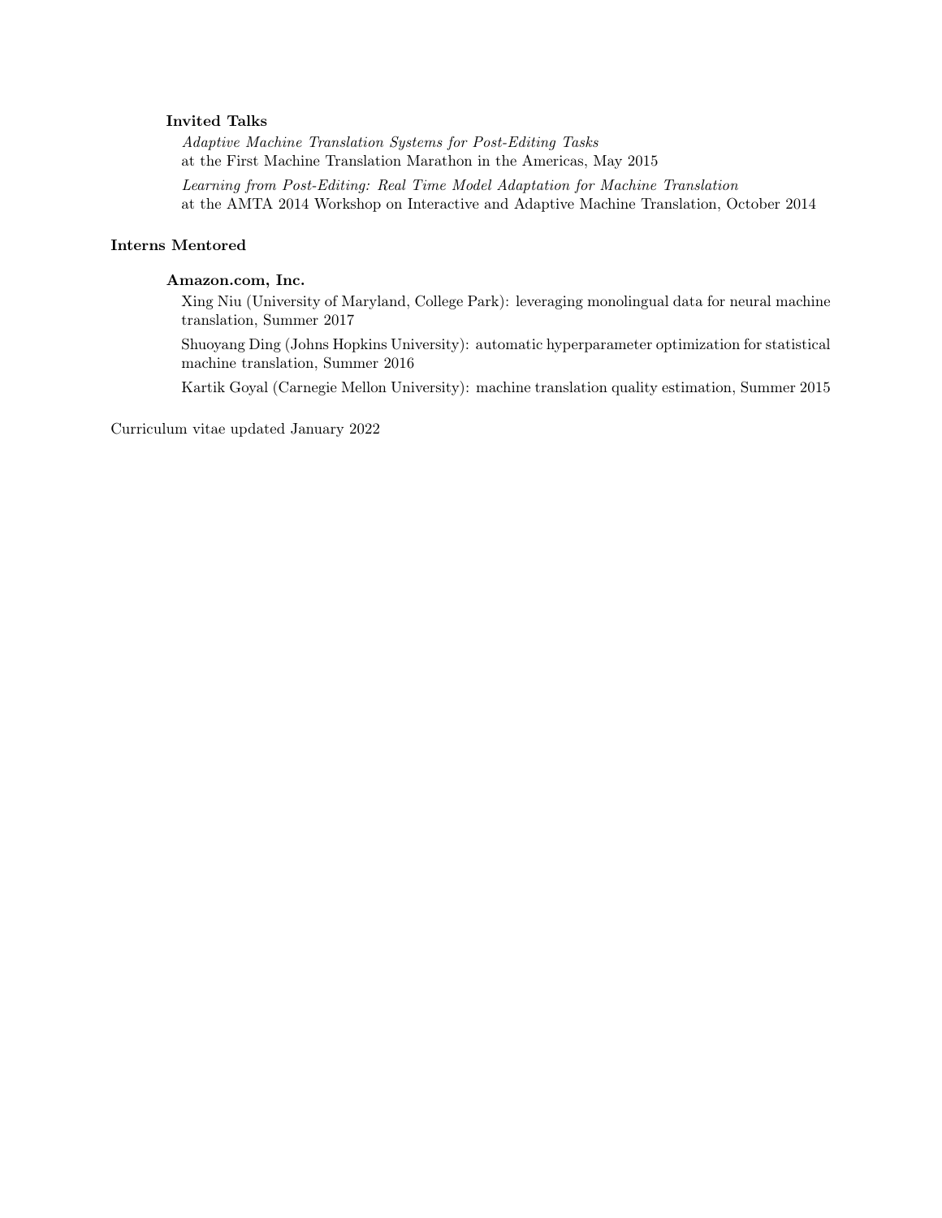### Invited Talks

*Adaptive Machine Translation Systems for Post-Editing Tasks*
at the First Machine Translation Marathon in the Americas, May 2015

*Learning from Post-Editing: Real Time Model Adaptation for Machine Translation*
at the AMTA 2014 Workshop on Interactive and Adaptive Machine Translation, October 2014

## Interns Mentored

### Amazon.com, Inc.

Xing Niu (University of Maryland, College Park): leveraging monolingual data for neural machine translation, Summer 2017

Shuoyang Ding (Johns Hopkins University): automatic hyperparameter optimization for statistical machine translation, Summer 2016

Kartik Goyal (Carnegie Mellon University): machine translation quality estimation, Summer 2015

Curriculum vitae updated January 2022